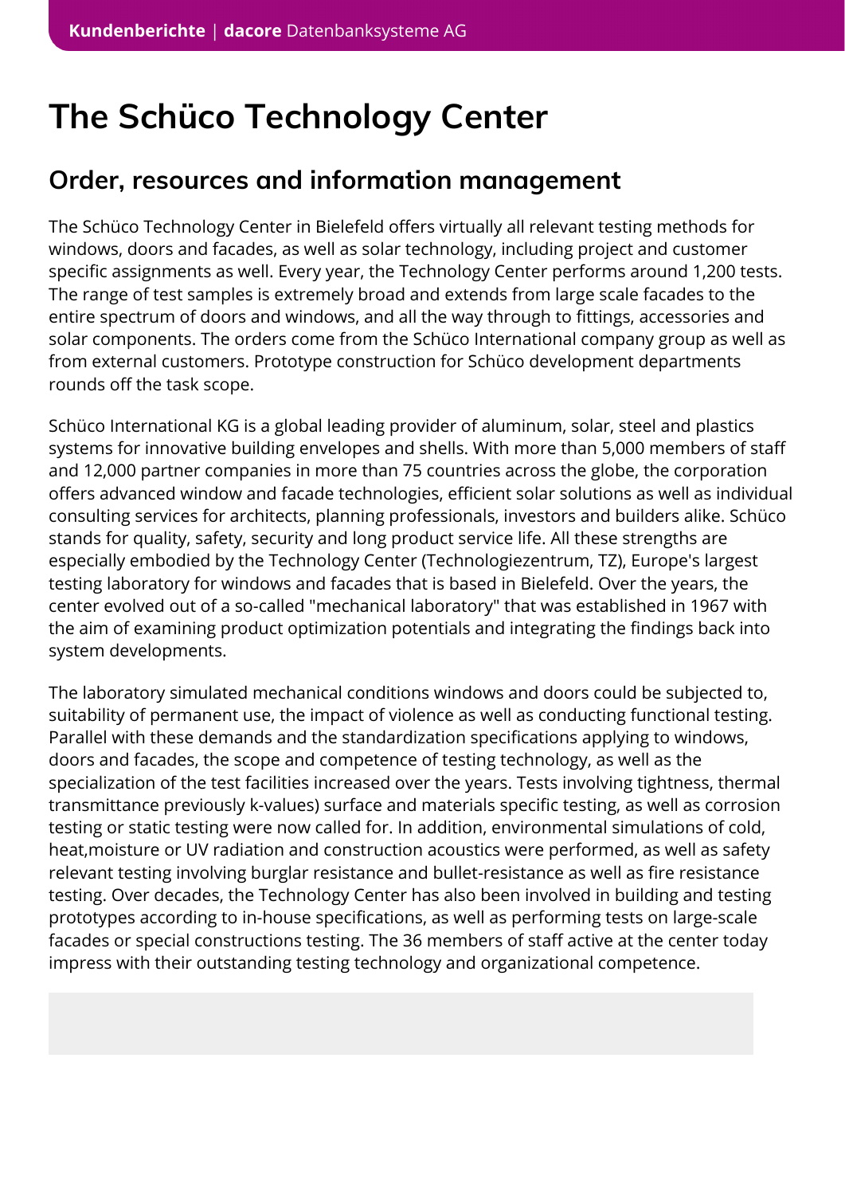# The Schüco Technology Center

## Order, resources and information management

The Schüco Technology Center in Bielefeld offers virtually all relevant testing methods for windows, doors and facades, as well as solar technology, including project and customer specific assignments as well. Every year, the Technology Center performs around 1,200 tests. The range of test samples is extremely broad and extends from large scale facades to the entire spectrum of doors and windows, and all the way through to fittings, accessories and solar components. The orders come from the Schüco International company group as well as from external customers. Prototype construction for Schüco development departments rounds off the task scope.

Schüco International KG is a global leading provider of aluminum, solar, steel and plastics systems for innovative building envelopes and shells. With more than 5,000 members of staff and 12,000 partner companies in more than 75 countries across the globe, the corporation offers advanced window and facade technologies, efficient solar solutions as well as individual consulting services for architects, planning professionals, investors and builders alike. Schüco stands for quality, safety, security and long product service life. All these strengths are especially embodied by the Technology Center (Technologiezentrum, TZ), Europe's largest testing laboratory for windows and facades that is based in Bielefeld. Over the years, the center evolved out of a so-called "mechanical laboratory" that was established in 1967 with the aim of examining product optimization potentials and integrating the findings back into system developments.

The laboratory simulated mechanical conditions windows and doors could be subjected to, suitability of permanent use, the impact of violence as well as conducting functional testing. Parallel with these demands and the standardization specifications applying to windows, doors and facades, the scope and competence of testing technology, as well as the specialization of the test facilities increased over the years. Tests involving tightness, thermal transmittance previously k-values) surface and materials specific testing, as well as corrosion testing or static testing were now called for. In addition, environmental simulations of cold, heat,moisture or UV radiation and construction acoustics were performed, as well as safety relevant testing involving burglar resistance and bullet-resistance as well as fire resistance testing. Over decades, the Technology Center has also been involved in building and testing prototypes according to in-house specifications, as well as performing tests on large-scale facades or special constructions testing. The 36 members of staff active at the center today impress with their outstanding testing technology and organizational competence.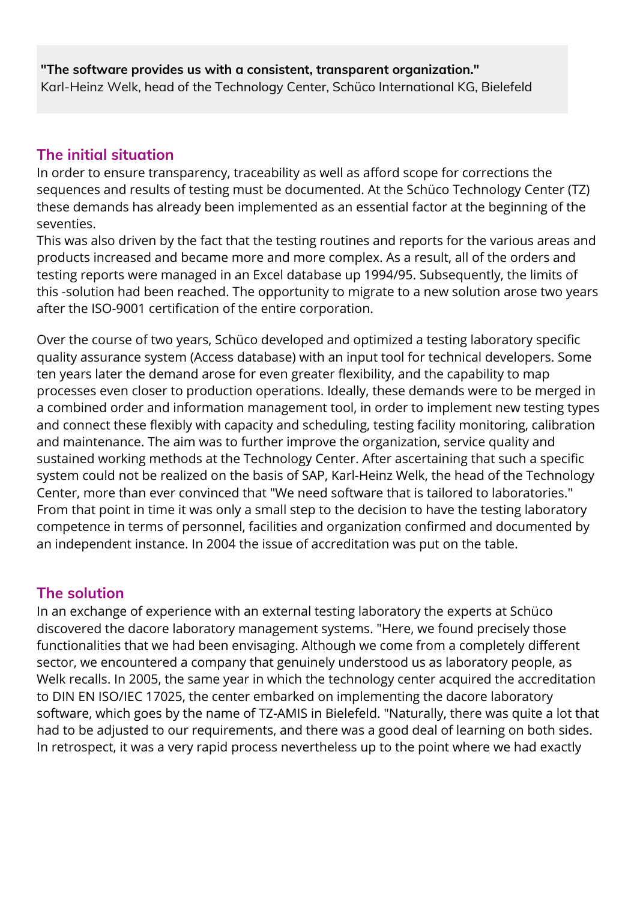**"The software provides us with a consistent, transparent organization."**
Karl-Heinz Welk, head of the Technology Center, Schüco International KG, Bielefeld

## The initial situation

In order to ensure transparency, traceability as well as afford scope for corrections the sequences and results of testing must be documented. At the Schüco Technology Center (TZ) these demands has already been implemented as an essential factor at the beginning of the seventies.
This was also driven by the fact that the testing routines and reports for the various areas and products increased and became more and more complex. As a result, all of the orders and testing reports were managed in an Excel database up 1994/95. Subsequently, the limits of this -solution had been reached. The opportunity to migrate to a new solution arose two years after the ISO-9001 certification of the entire corporation.

Over the course of two years, Schüco developed and optimized a testing laboratory specific quality assurance system (Access database) with an input tool for technical developers. Some ten years later the demand arose for even greater flexibility, and the capability to map processes even closer to production operations. Ideally, these demands were to be merged in a combined order and information management tool, in order to implement new testing types and connect these flexibly with capacity and scheduling, testing facility monitoring, calibration and maintenance. The aim was to further improve the organization, service quality and sustained working methods at the Technology Center. After ascertaining that such a specific system could not be realized on the basis of SAP, Karl-Heinz Welk, the head of the Technology Center, more than ever convinced that "We need software that is tailored to laboratories." From that point in time it was only a small step to the decision to have the testing laboratory competence in terms of personnel, facilities and organization confirmed and documented by an independent instance. In 2004 the issue of accreditation was put on the table.

## The solution

In an exchange of experience with an external testing laboratory the experts at Schüco discovered the dacore laboratory management systems. "Here, we found precisely those functionalities that we had been envisaging. Although we come from a completely different sector, we encountered a company that genuinely understood us as laboratory people, as Welk recalls. In 2005, the same year in which the technology center acquired the accreditation to DIN EN ISO/IEC 17025, the center embarked on implementing the dacore laboratory software, which goes by the name of TZ-AMIS in Bielefeld. "Naturally, there was quite a lot that had to be adjusted to our requirements, and there was a good deal of learning on both sides. In retrospect, it was a very rapid process nevertheless up to the point where we had exactly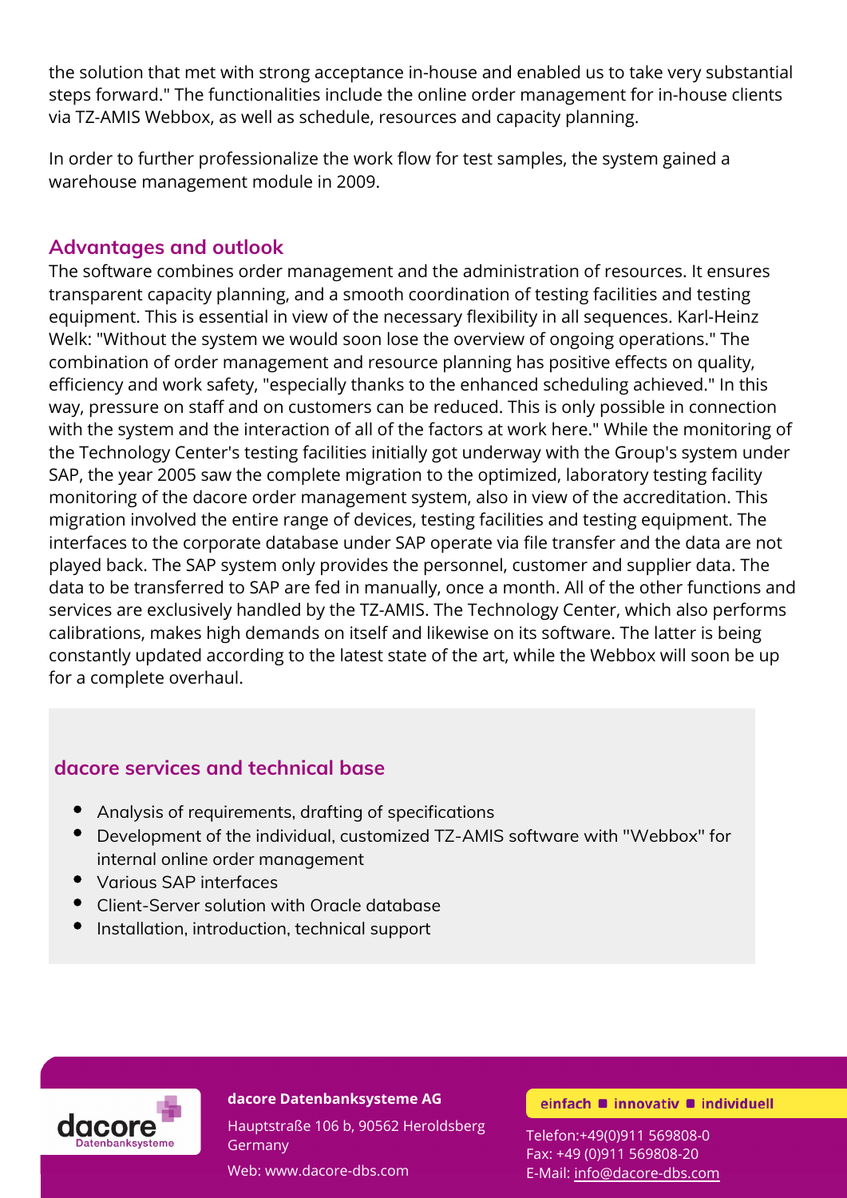the solution that met with strong acceptance in-house and enabled us to take very substantial steps forward." The functionalities include the online order management for in-house clients via TZ-AMIS Webbox, as well as schedule, resources and capacity planning.

In order to further professionalize the work flow for test samples, the system gained a warehouse management module in 2009.

## Advantages and outlook

The software combines order management and the administration of resources. It ensures transparent capacity planning, and a smooth coordination of testing facilities and testing equipment. This is essential in view of the necessary flexibility in all sequences. Karl-Heinz Welk: "Without the system we would soon lose the overview of ongoing operations." The combination of order management and resource planning has positive effects on quality, efficiency and work safety, "especially thanks to the enhanced scheduling achieved." In this way, pressure on staff and on customers can be reduced. This is only possible in connection with the system and the interaction of all of the factors at work here." While the monitoring of the Technology Center's testing facilities initially got underway with the Group's system under SAP, the year 2005 saw the complete migration to the optimized, laboratory testing facility monitoring of the dacore order management system, also in view of the accreditation. This migration involved the entire range of devices, testing facilities and testing equipment. The interfaces to the corporate database under SAP operate via file transfer and the data are not played back. The SAP system only provides the personnel, customer and supplier data. The data to be transferred to SAP are fed in manually, once a month. All of the other functions and services are exclusively handled by the TZ-AMIS. The Technology Center, which also performs calibrations, makes high demands on itself and likewise on its software. The latter is being constantly updated according to the latest state of the art, while the Webbox will soon be up for a complete overhaul.

## dacore services and technical base

- Analysis of requirements, drafting of specifications
- Development of the individual, customized TZ-AMIS software with "Webbox" for internal online order management
- Various SAP interfaces
- Client-Server solution with Oracle database
- Installation, introduction, technical support

**dacore Datenbanksysteme AG**

Hauptstraße 106 b, 90562 Heroldsberg
Germany

Web: www.dacore-dbs.com

einfach ■ innovativ ■ individuell

Telefon:+49(0)911 569808-0
Fax: +49 (0)911 569808-20
E-Mail: info@dacore-dbs.com